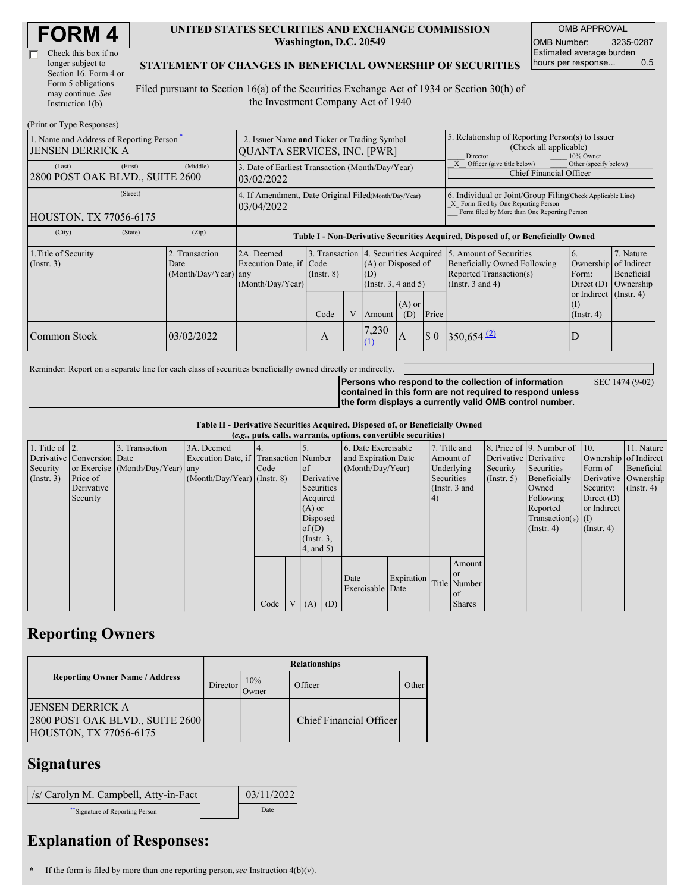# FORM 4

☐ Check this box if no longer subject to Section 16. Form 4 or Form 5 obligations may continue. *See* Instruction 1(b).

**UNITED STATES SECURITIES AND EXCHANGE COMMISSION**
**Washington, D.C. 20549**

**STATEMENT OF CHANGES IN BENEFICIAL OWNERSHIP OF SECURITIES**

Filed pursuant to Section 16(a) of the Securities Exchange Act of 1934 or Section 30(h) of the Investment Company Act of 1940

| OMB APPROVAL | |
|---|---|
| OMB Number: | 3235-0287 |
| Estimated average burden hours per response... | 0.5 |

(Print or Type Responses)

| 1. Name and Address of Reporting Person* | 2. Issuer Name and Ticker or Trading Symbol | 5. Relationship of Reporting Person(s) to Issuer (Check all applicable) |
|---|---|---|
| JENSEN DERRICK A | QUANTA SERVICES, INC. [PWR] | ___ Director ___ 10% Owner |
| (Last) (First) (Middle) 2800 POST OAK BLVD., SUITE 2600 | 3. Date of Earliest Transaction (Month/Day/Year) 03/02/2022 | _X_ Officer (give title below) ___ Other (specify below) Chief Financial Officer |
| (Street) HOUSTON, TX 77056-6175 | 4. If Amendment, Date Original Filed (Month/Day/Year) 03/04/2022 | 6. Individual or Joint/Group Filing (Check Applicable Line) _X_ Form filed by One Reporting Person ___ Form filed by More than One Reporting Person |
| (City) (State) (Zip) | | |

**Table I - Non-Derivative Securities Acquired, Disposed of, or Beneficially Owned**

| 1. Title of Security (Instr. 3) | 2. Transaction Date (Month/Day/Year) | 2A. Deemed Execution Date, if any (Month/Day/Year) | 3. Transaction Code (Instr. 8) | | 4. Securities Acquired (A) or Disposed of (D) (Instr. 3, 4 and 5) | | | 5. Amount of Securities Beneficially Owned Following Reported Transaction(s) (Instr. 3 and 4) | 6. Ownership Form: Direct (D) or Indirect (I) (Instr. 4) | 7. Nature of Indirect Beneficial Ownership (Instr. 4) |
|---|---|---|---|---|---|---|---|---|---|---|
| | | | Code | V | Amount | (A) or (D) | Price | | | |
| Common Stock | 03/02/2022 | | A | | 7,230 (1) | A | $ 0 | 350,654 (2) | D | |

Reminder: Report on a separate line for each class of securities beneficially owned directly or indirectly.

**Persons who respond to the collection of information contained in this form are not required to respond unless the form displays a currently valid OMB control number.** SEC 1474 (9-02)

**Table II - Derivative Securities Acquired, Disposed of, or Beneficially Owned**
**(*e.g.*, puts, calls, warrants, options, convertible securities)**

| 1. Title of Derivative Security (Instr. 3) | 2. Conversion or Exercise Price of Derivative Security | 3. Transaction Date (Month/Day/Year) | 3A. Deemed Execution Date, if any (Month/Day/Year) | 4. Transaction Code (Instr. 8) | | 5. Number of Derivative Securities Acquired (A) or Disposed of (D) (Instr. 3, 4, and 5) | | 6. Date Exercisable and Expiration Date (Month/Day/Year) | | 7. Title and Amount of Underlying Securities (Instr. 3 and 4) | | 8. Price of Derivative Security (Instr. 5) | 9. Number of Derivative Securities Beneficially Owned Following Reported Transaction(s) (Instr. 4) | 10. Ownership Form of Derivative Security: Direct (D) or Indirect (I) (Instr. 4) | 11. Nature of Indirect Beneficial Ownership (Instr. 4) |
|---|---|---|---|---|---|---|---|---|---|---|---|---|---|---|---|
| | | | | Code | V | (A) | (D) | Date Exercisable | Expiration Date | Title | Amount or Number of Shares | | | | |

## Reporting Owners

| Reporting Owner Name / Address | Relationships | | | |
|---|---|---|---|---|
| | Director | 10% Owner | Officer | Other |
| JENSEN DERRICK A 2800 POST OAK BLVD., SUITE 2600 HOUSTON, TX 77056-6175 | | | Chief Financial Officer | |

## Signatures

| /s/ Carolyn M. Campbell, Atty-in-Fact | 03/11/2022 |
|---|---|
| **Signature of Reporting Person | Date |

## Explanation of Responses:

\* If the form is filed by more than one reporting person, *see* Instruction 4(b)(v).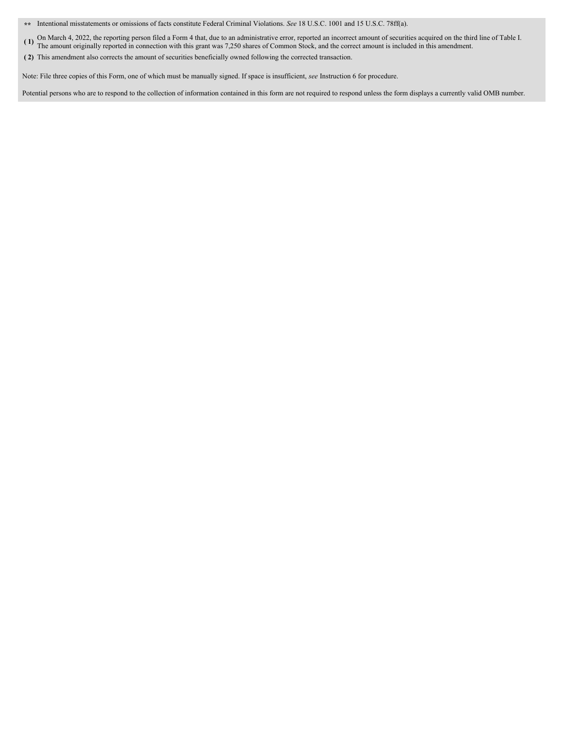** Intentional misstatements or omissions of facts constitute Federal Criminal Violations. *See* 18 U.S.C. 1001 and 15 U.S.C. 78ff(a).

( 1) On March 4, 2022, the reporting person filed a Form 4 that, due to an administrative error, reported an incorrect amount of securities acquired on the third line of Table I. The amount originally reported in connection with this grant was 7,250 shares of Common Stock, and the correct amount is included in this amendment.

( 2) This amendment also corrects the amount of securities beneficially owned following the corrected transaction.

Note: File three copies of this Form, one of which must be manually signed. If space is insufficient, *see* Instruction 6 for procedure.

Potential persons who are to respond to the collection of information contained in this form are not required to respond unless the form displays a currently valid OMB number.